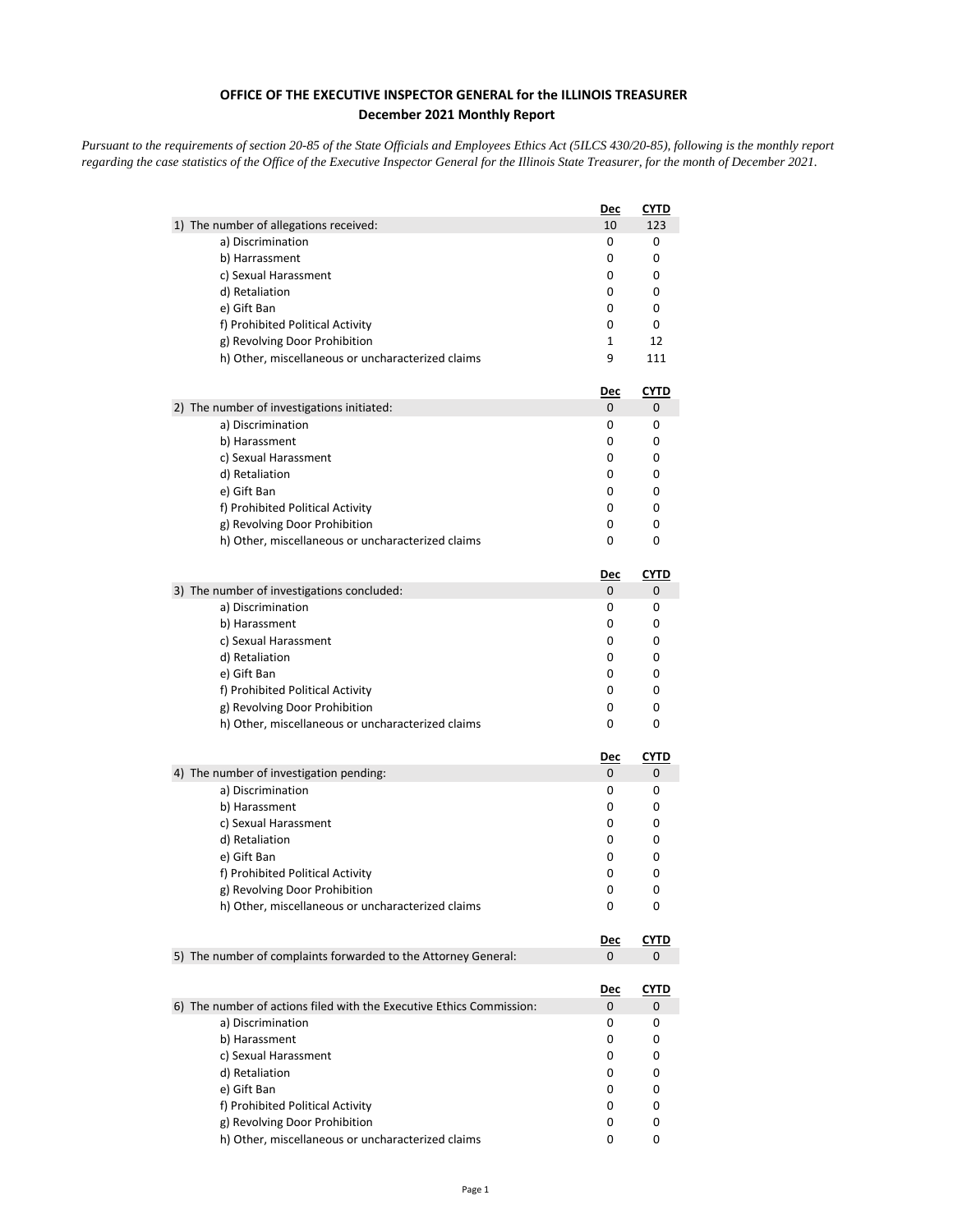**OFFICE OF THE EXECUTIVE INSPECTOR GENERAL for the ILLINOIS TREASURER**
**December 2021 Monthly Report**

*Pursuant to the requirements of section 20-85 of the State Officials and Employees Ethics Act (5ILCS 430/20-85), following is the monthly report regarding the case statistics of the Office of the Executive Inspector General for the Illinois State Treasurer, for the month of December 2021.*

| | Dec | CYTD |
|---|---|---|
| 1) The number of allegations received: | 10 | 123 |
| a) Discrimination | 0 | 0 |
| b) Harrassment | 0 | 0 |
| c) Sexual Harassment | 0 | 0 |
| d) Retaliation | 0 | 0 |
| e) Gift Ban | 0 | 0 |
| f) Prohibited Political Activity | 0 | 0 |
| g) Revolving Door Prohibition | 1 | 12 |
| h) Other, miscellaneous or uncharacterized claims | 9 | 111 |

| | Dec | CYTD |
|---|---|---|
| 2) The number of investigations initiated: | 0 | 0 |
| a) Discrimination | 0 | 0 |
| b) Harassment | 0 | 0 |
| c) Sexual Harassment | 0 | 0 |
| d) Retaliation | 0 | 0 |
| e) Gift Ban | 0 | 0 |
| f) Prohibited Political Activity | 0 | 0 |
| g) Revolving Door Prohibition | 0 | 0 |
| h) Other, miscellaneous or uncharacterized claims | 0 | 0 |

| | Dec | CYTD |
|---|---|---|
| 3) The number of investigations concluded: | 0 | 0 |
| a) Discrimination | 0 | 0 |
| b) Harassment | 0 | 0 |
| c) Sexual Harassment | 0 | 0 |
| d) Retaliation | 0 | 0 |
| e) Gift Ban | 0 | 0 |
| f) Prohibited Political Activity | 0 | 0 |
| g) Revolving Door Prohibition | 0 | 0 |
| h) Other, miscellaneous or uncharacterized claims | 0 | 0 |

| | Dec | CYTD |
|---|---|---|
| 4) The number of investigation pending: | 0 | 0 |
| a) Discrimination | 0 | 0 |
| b) Harassment | 0 | 0 |
| c) Sexual Harassment | 0 | 0 |
| d) Retaliation | 0 | 0 |
| e) Gift Ban | 0 | 0 |
| f) Prohibited Political Activity | 0 | 0 |
| g) Revolving Door Prohibition | 0 | 0 |
| h) Other, miscellaneous or uncharacterized claims | 0 | 0 |

| | Dec | CYTD |
|---|---|---|
| 5) The number of complaints forwarded to the Attorney General: | 0 | 0 |

| | Dec | CYTD |
|---|---|---|
| 6) The number of actions filed with the Executive Ethics Commission: | 0 | 0 |
| a) Discrimination | 0 | 0 |
| b) Harassment | 0 | 0 |
| c) Sexual Harassment | 0 | 0 |
| d) Retaliation | 0 | 0 |
| e) Gift Ban | 0 | 0 |
| f) Prohibited Political Activity | 0 | 0 |
| g) Revolving Door Prohibition | 0 | 0 |
| h) Other, miscellaneous or uncharacterized claims | 0 | 0 |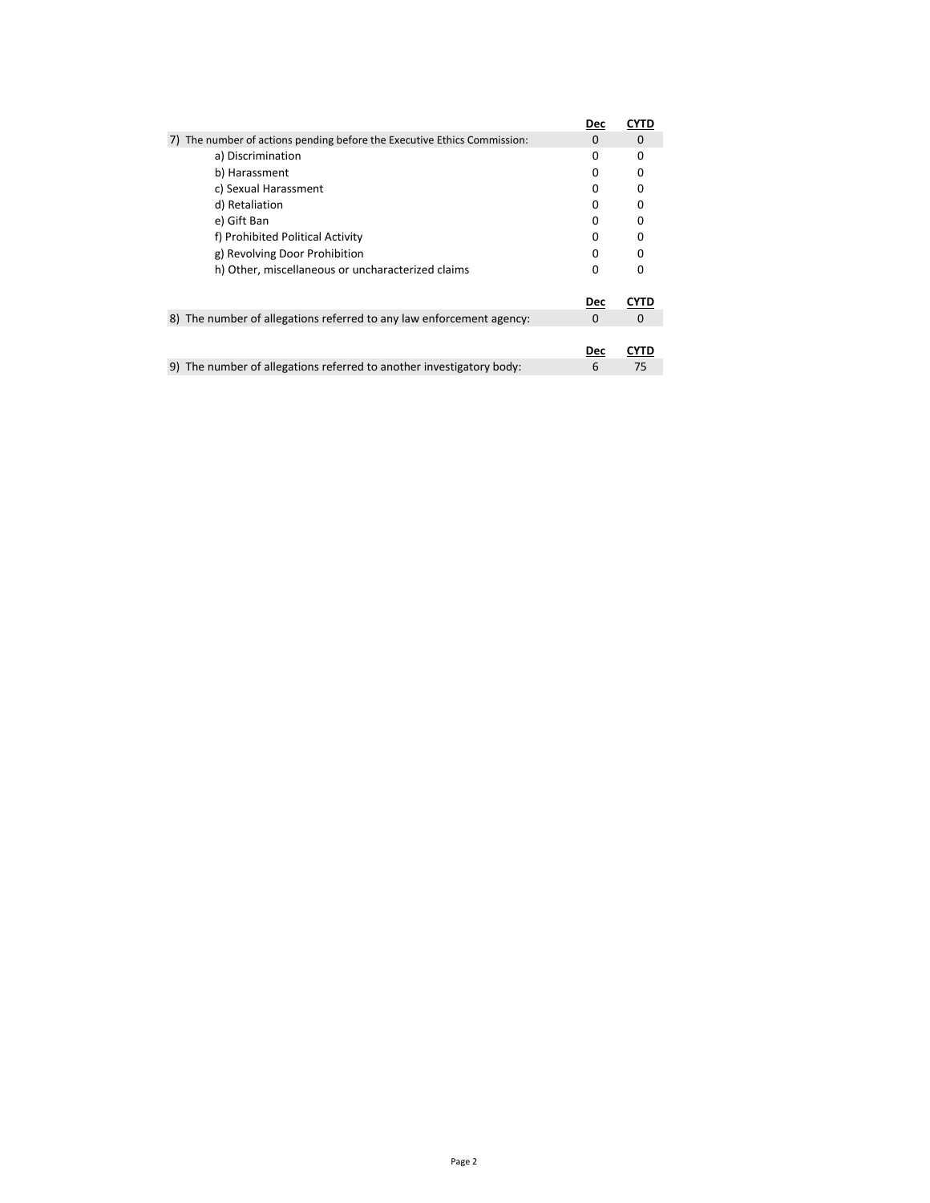| | Dec | CYTD |
|---|---|---|
| 7) The number of actions pending before the Executive Ethics Commission: | 0 | 0 |
| a) Discrimination | 0 | 0 |
| b) Harassment | 0 | 0 |
| c) Sexual Harassment | 0 | 0 |
| d) Retaliation | 0 | 0 |
| e) Gift Ban | 0 | 0 |
| f) Prohibited Political Activity | 0 | 0 |
| g) Revolving Door Prohibition | 0 | 0 |
| h) Other, miscellaneous or uncharacterized claims | 0 | 0 |

| | Dec | CYTD |
|---|---|---|
| 8) The number of allegations referred to any law enforcement agency: | 0 | 0 |

| | Dec | CYTD |
|---|---|---|
| 9) The number of allegations referred to another investigatory body: | 6 | 75 |